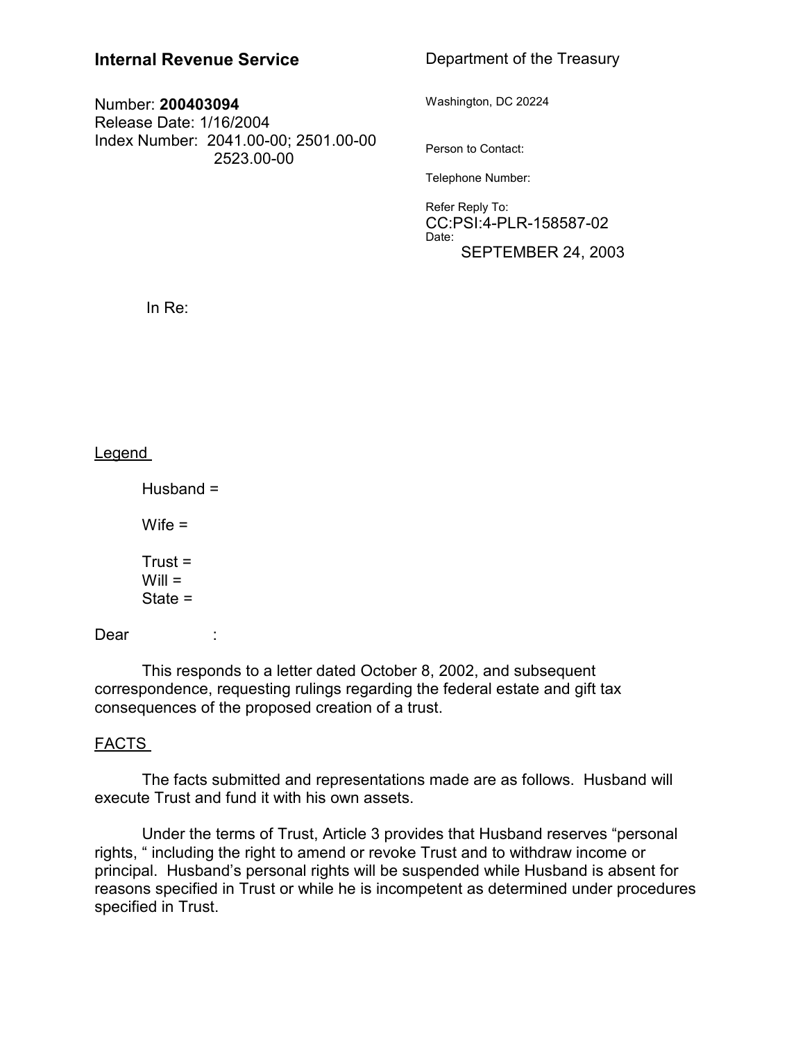**Internal Revenue Service**

Number: **200403094**
Release Date: 1/16/2004
Index Number: 2041.00-00; 2501.00-00
2523.00-00

Department of the Treasury

Washington, DC 20224

Person to Contact:

Telephone Number:

Refer Reply To:
CC:PSI:4-PLR-158587-02
Date:
SEPTEMBER 24, 2003

In Re:

Legend

Husband =

Wife =

Trust =
Will =
State =

Dear :

This responds to a letter dated October 8, 2002, and subsequent correspondence, requesting rulings regarding the federal estate and gift tax consequences of the proposed creation of a trust.

FACTS

The facts submitted and representations made are as follows. Husband will execute Trust and fund it with his own assets.

Under the terms of Trust, Article 3 provides that Husband reserves "personal rights, " including the right to amend or revoke Trust and to withdraw income or principal. Husband's personal rights will be suspended while Husband is absent for reasons specified in Trust or while he is incompetent as determined under procedures specified in Trust.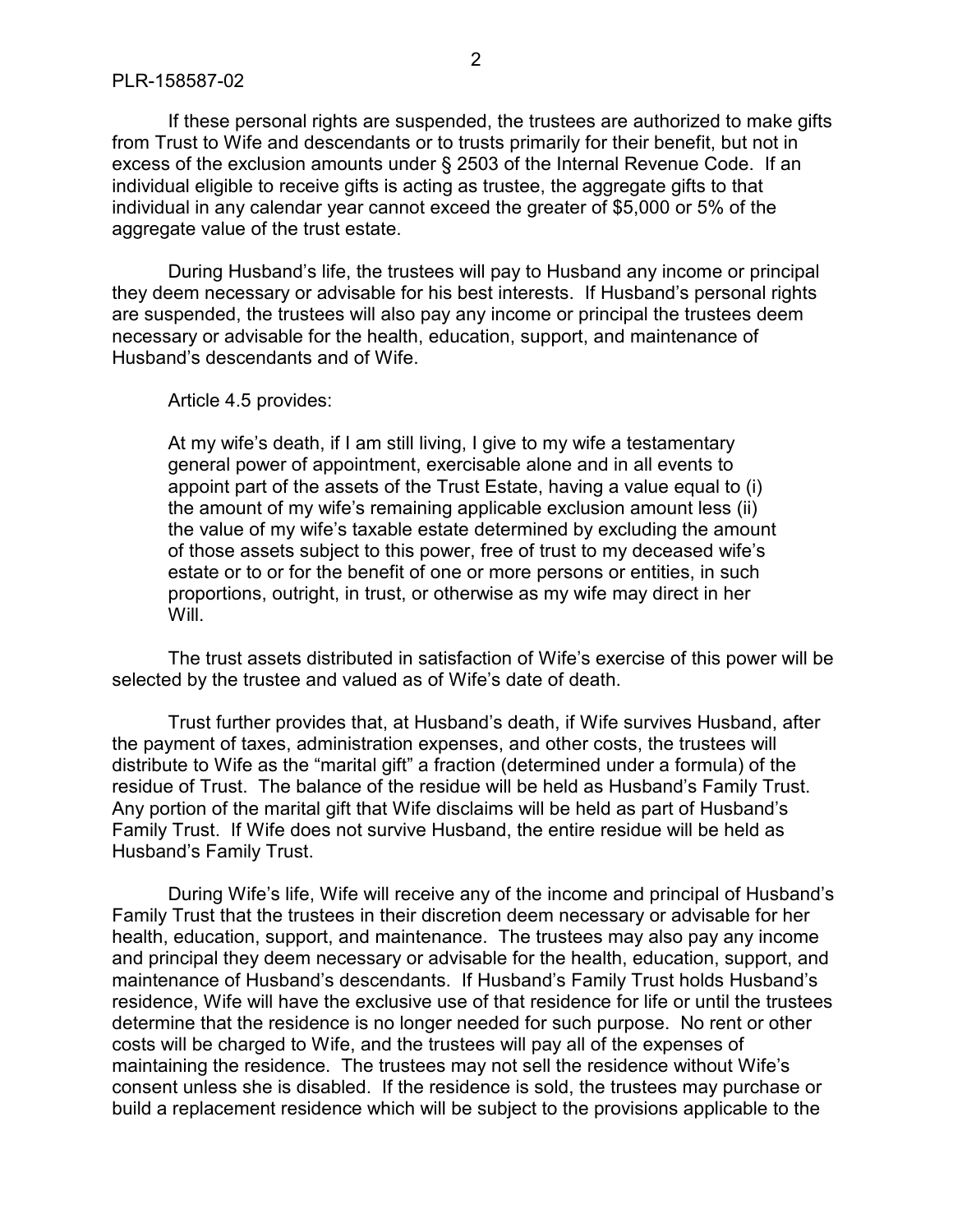If these personal rights are suspended, the trustees are authorized to make gifts from Trust to Wife and descendants or to trusts primarily for their benefit, but not in excess of the exclusion amounts under § 2503 of the Internal Revenue Code. If an individual eligible to receive gifts is acting as trustee, the aggregate gifts to that individual in any calendar year cannot exceed the greater of $5,000 or 5% of the aggregate value of the trust estate.

During Husband's life, the trustees will pay to Husband any income or principal they deem necessary or advisable for his best interests. If Husband's personal rights are suspended, the trustees will also pay any income or principal the trustees deem necessary or advisable for the health, education, support, and maintenance of Husband's descendants and of Wife.

Article 4.5 provides:

> At my wife's death, if I am still living, I give to my wife a testamentary general power of appointment, exercisable alone and in all events to appoint part of the assets of the Trust Estate, having a value equal to (i) the amount of my wife's remaining applicable exclusion amount less (ii) the value of my wife's taxable estate determined by excluding the amount of those assets subject to this power, free of trust to my deceased wife's estate or to or for the benefit of one or more persons or entities, in such proportions, outright, in trust, or otherwise as my wife may direct in her Will.

The trust assets distributed in satisfaction of Wife's exercise of this power will be selected by the trustee and valued as of Wife's date of death.

Trust further provides that, at Husband's death, if Wife survives Husband, after the payment of taxes, administration expenses, and other costs, the trustees will distribute to Wife as the "marital gift" a fraction (determined under a formula) of the residue of Trust. The balance of the residue will be held as Husband's Family Trust. Any portion of the marital gift that Wife disclaims will be held as part of Husband's Family Trust. If Wife does not survive Husband, the entire residue will be held as Husband's Family Trust.

During Wife's life, Wife will receive any of the income and principal of Husband's Family Trust that the trustees in their discretion deem necessary or advisable for her health, education, support, and maintenance. The trustees may also pay any income and principal they deem necessary or advisable for the health, education, support, and maintenance of Husband's descendants. If Husband's Family Trust holds Husband's residence, Wife will have the exclusive use of that residence for life or until the trustees determine that the residence is no longer needed for such purpose. No rent or other costs will be charged to Wife, and the trustees will pay all of the expenses of maintaining the residence. The trustees may not sell the residence without Wife's consent unless she is disabled. If the residence is sold, the trustees may purchase or build a replacement residence which will be subject to the provisions applicable to the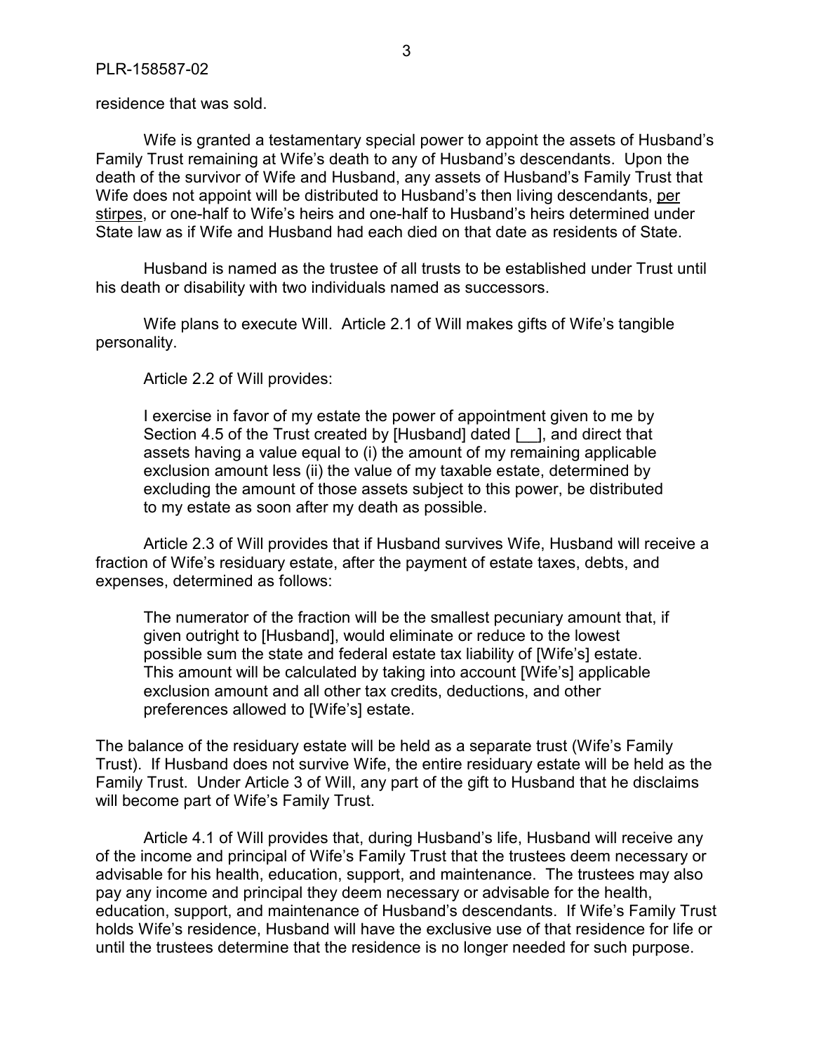residence that was sold.

Wife is granted a testamentary special power to appoint the assets of Husband's Family Trust remaining at Wife's death to any of Husband's descendants. Upon the death of the survivor of Wife and Husband, any assets of Husband's Family Trust that Wife does not appoint will be distributed to Husband's then living descendants, per stirpes, or one-half to Wife's heirs and one-half to Husband's heirs determined under State law as if Wife and Husband had each died on that date as residents of State.

Husband is named as the trustee of all trusts to be established under Trust until his death or disability with two individuals named as successors.

Wife plans to execute Will. Article 2.1 of Will makes gifts of Wife's tangible personality.

Article 2.2 of Will provides:

> I exercise in favor of my estate the power of appointment given to me by Section 4.5 of the Trust created by [Husband] dated [__], and direct that assets having a value equal to (i) the amount of my remaining applicable exclusion amount less (ii) the value of my taxable estate, determined by excluding the amount of those assets subject to this power, be distributed to my estate as soon after my death as possible.

Article 2.3 of Will provides that if Husband survives Wife, Husband will receive a fraction of Wife's residuary estate, after the payment of estate taxes, debts, and expenses, determined as follows:

> The numerator of the fraction will be the smallest pecuniary amount that, if given outright to [Husband], would eliminate or reduce to the lowest possible sum the state and federal estate tax liability of [Wife's] estate. This amount will be calculated by taking into account [Wife's] applicable exclusion amount and all other tax credits, deductions, and other preferences allowed to [Wife's] estate.

The balance of the residuary estate will be held as a separate trust (Wife's Family Trust). If Husband does not survive Wife, the entire residuary estate will be held as the Family Trust. Under Article 3 of Will, any part of the gift to Husband that he disclaims will become part of Wife's Family Trust.

Article 4.1 of Will provides that, during Husband's life, Husband will receive any of the income and principal of Wife's Family Trust that the trustees deem necessary or advisable for his health, education, support, and maintenance. The trustees may also pay any income and principal they deem necessary or advisable for the health, education, support, and maintenance of Husband's descendants. If Wife's Family Trust holds Wife's residence, Husband will have the exclusive use of that residence for life or until the trustees determine that the residence is no longer needed for such purpose.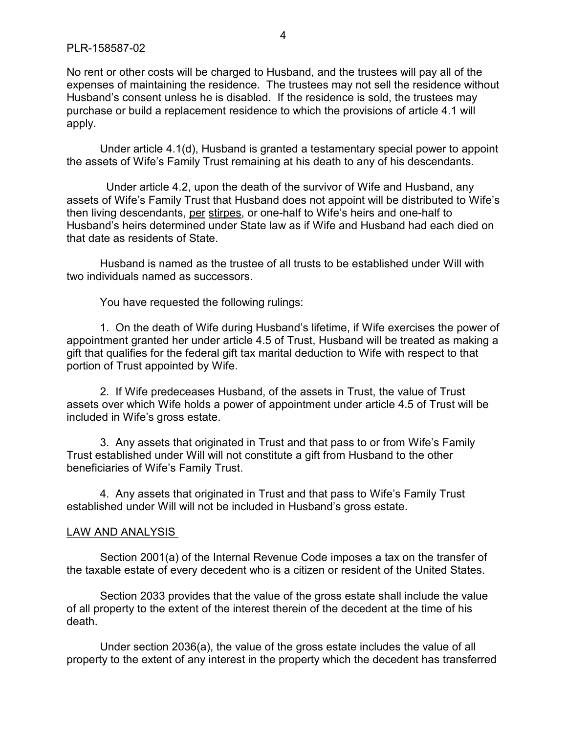No rent or other costs will be charged to Husband, and the trustees will pay all of the expenses of maintaining the residence. The trustees may not sell the residence without Husband's consent unless he is disabled. If the residence is sold, the trustees may purchase or build a replacement residence to which the provisions of article 4.1 will apply.

Under article 4.1(d), Husband is granted a testamentary special power to appoint the assets of Wife's Family Trust remaining at his death to any of his descendants.

Under article 4.2, upon the death of the survivor of Wife and Husband, any assets of Wife's Family Trust that Husband does not appoint will be distributed to Wife's then living descendants, per stirpes, or one-half to Wife's heirs and one-half to Husband's heirs determined under State law as if Wife and Husband had each died on that date as residents of State.

Husband is named as the trustee of all trusts to be established under Will with two individuals named as successors.

You have requested the following rulings:

1. On the death of Wife during Husband's lifetime, if Wife exercises the power of appointment granted her under article 4.5 of Trust, Husband will be treated as making a gift that qualifies for the federal gift tax marital deduction to Wife with respect to that portion of Trust appointed by Wife.

2. If Wife predeceases Husband, of the assets in Trust, the value of Trust assets over which Wife holds a power of appointment under article 4.5 of Trust will be included in Wife's gross estate.

3. Any assets that originated in Trust and that pass to or from Wife's Family Trust established under Will will not constitute a gift from Husband to the other beneficiaries of Wife's Family Trust.

4. Any assets that originated in Trust and that pass to Wife's Family Trust established under Will will not be included in Husband's gross estate.

## LAW AND ANALYSIS

Section 2001(a) of the Internal Revenue Code imposes a tax on the transfer of the taxable estate of every decedent who is a citizen or resident of the United States.

Section 2033 provides that the value of the gross estate shall include the value of all property to the extent of the interest therein of the decedent at the time of his death.

Under section 2036(a), the value of the gross estate includes the value of all property to the extent of any interest in the property which the decedent has transferred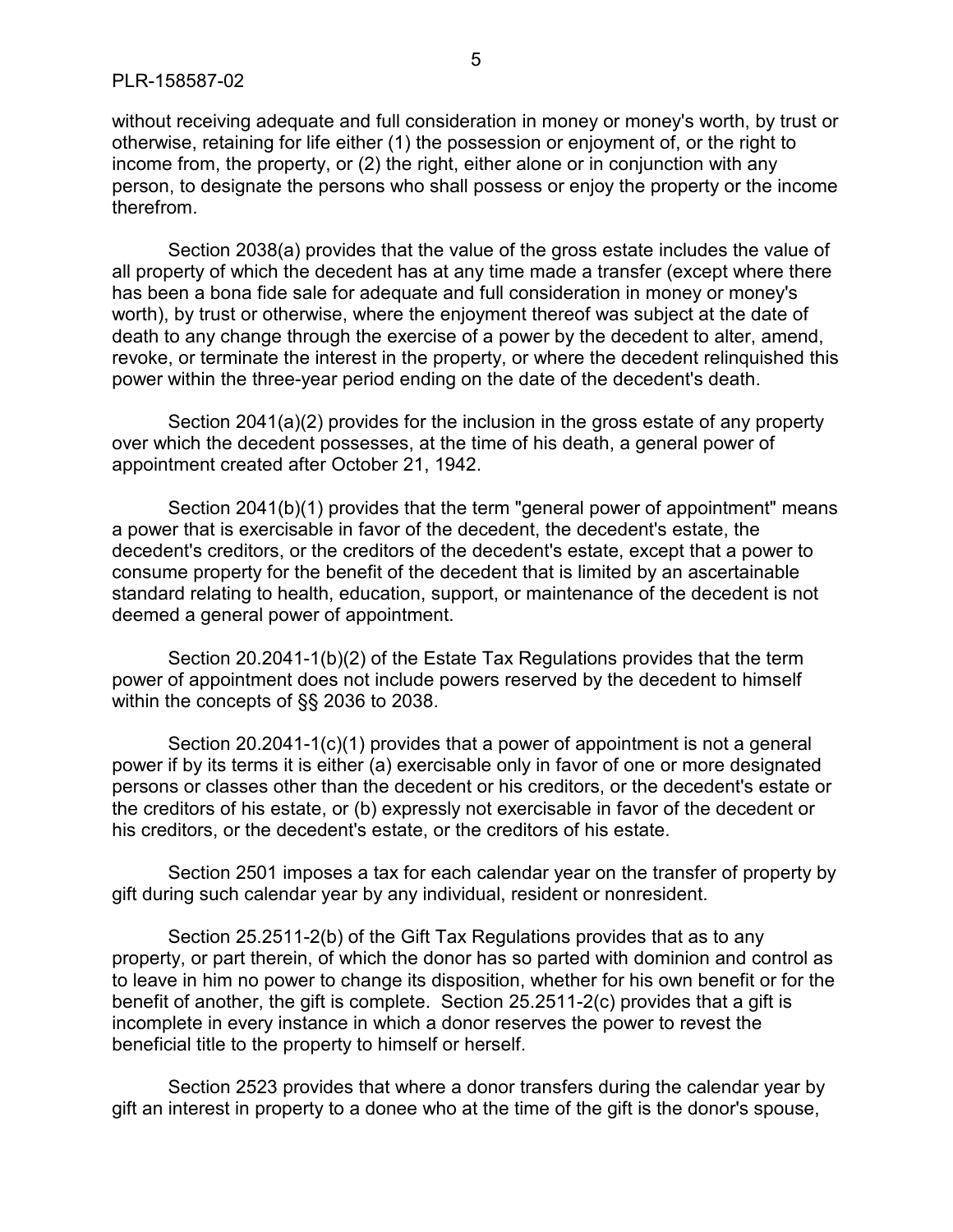without receiving adequate and full consideration in money or money's worth, by trust or otherwise, retaining for life either (1) the possession or enjoyment of, or the right to income from, the property, or (2) the right, either alone or in conjunction with any person, to designate the persons who shall possess or enjoy the property or the income therefrom.

Section 2038(a) provides that the value of the gross estate includes the value of all property of which the decedent has at any time made a transfer (except where there has been a bona fide sale for adequate and full consideration in money or money's worth), by trust or otherwise, where the enjoyment thereof was subject at the date of death to any change through the exercise of a power by the decedent to alter, amend, revoke, or terminate the interest in the property, or where the decedent relinquished this power within the three-year period ending on the date of the decedent's death.

Section 2041(a)(2) provides for the inclusion in the gross estate of any property over which the decedent possesses, at the time of his death, a general power of appointment created after October 21, 1942.

Section 2041(b)(1) provides that the term "general power of appointment" means a power that is exercisable in favor of the decedent, the decedent's estate, the decedent's creditors, or the creditors of the decedent's estate, except that a power to consume property for the benefit of the decedent that is limited by an ascertainable standard relating to health, education, support, or maintenance of the decedent is not deemed a general power of appointment.

Section 20.2041-1(b)(2) of the Estate Tax Regulations provides that the term power of appointment does not include powers reserved by the decedent to himself within the concepts of §§ 2036 to 2038.

Section 20.2041-1(c)(1) provides that a power of appointment is not a general power if by its terms it is either (a) exercisable only in favor of one or more designated persons or classes other than the decedent or his creditors, or the decedent's estate or the creditors of his estate, or (b) expressly not exercisable in favor of the decedent or his creditors, or the decedent's estate, or the creditors of his estate.

Section 2501 imposes a tax for each calendar year on the transfer of property by gift during such calendar year by any individual, resident or nonresident.

Section 25.2511-2(b) of the Gift Tax Regulations provides that as to any property, or part therein, of which the donor has so parted with dominion and control as to leave in him no power to change its disposition, whether for his own benefit or for the benefit of another, the gift is complete. Section 25.2511-2(c) provides that a gift is incomplete in every instance in which a donor reserves the power to revest the beneficial title to the property to himself or herself.

Section 2523 provides that where a donor transfers during the calendar year by gift an interest in property to a donee who at the time of the gift is the donor's spouse,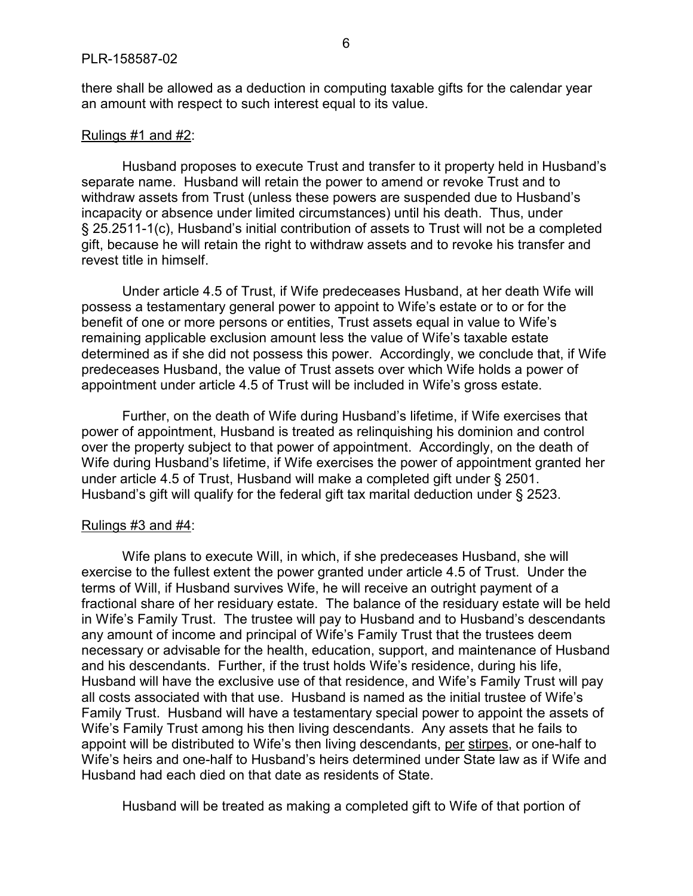there shall be allowed as a deduction in computing taxable gifts for the calendar year an amount with respect to such interest equal to its value.

Rulings #1 and #2:

Husband proposes to execute Trust and transfer to it property held in Husband's separate name. Husband will retain the power to amend or revoke Trust and to withdraw assets from Trust (unless these powers are suspended due to Husband's incapacity or absence under limited circumstances) until his death. Thus, under § 25.2511-1(c), Husband's initial contribution of assets to Trust will not be a completed gift, because he will retain the right to withdraw assets and to revoke his transfer and revest title in himself.

Under article 4.5 of Trust, if Wife predeceases Husband, at her death Wife will possess a testamentary general power to appoint to Wife's estate or to or for the benefit of one or more persons or entities, Trust assets equal in value to Wife's remaining applicable exclusion amount less the value of Wife's taxable estate determined as if she did not possess this power. Accordingly, we conclude that, if Wife predeceases Husband, the value of Trust assets over which Wife holds a power of appointment under article 4.5 of Trust will be included in Wife's gross estate.

Further, on the death of Wife during Husband's lifetime, if Wife exercises that power of appointment, Husband is treated as relinquishing his dominion and control over the property subject to that power of appointment. Accordingly, on the death of Wife during Husband's lifetime, if Wife exercises the power of appointment granted her under article 4.5 of Trust, Husband will make a completed gift under § 2501. Husband's gift will qualify for the federal gift tax marital deduction under § 2523.

Rulings #3 and #4:

Wife plans to execute Will, in which, if she predeceases Husband, she will exercise to the fullest extent the power granted under article 4.5 of Trust. Under the terms of Will, if Husband survives Wife, he will receive an outright payment of a fractional share of her residuary estate. The balance of the residuary estate will be held in Wife's Family Trust. The trustee will pay to Husband and to Husband's descendants any amount of income and principal of Wife's Family Trust that the trustees deem necessary or advisable for the health, education, support, and maintenance of Husband and his descendants. Further, if the trust holds Wife's residence, during his life, Husband will have the exclusive use of that residence, and Wife's Family Trust will pay all costs associated with that use. Husband is named as the initial trustee of Wife's Family Trust. Husband will have a testamentary special power to appoint the assets of Wife's Family Trust among his then living descendants. Any assets that he fails to appoint will be distributed to Wife's then living descendants, per stirpes, or one-half to Wife's heirs and one-half to Husband's heirs determined under State law as if Wife and Husband had each died on that date as residents of State.

Husband will be treated as making a completed gift to Wife of that portion of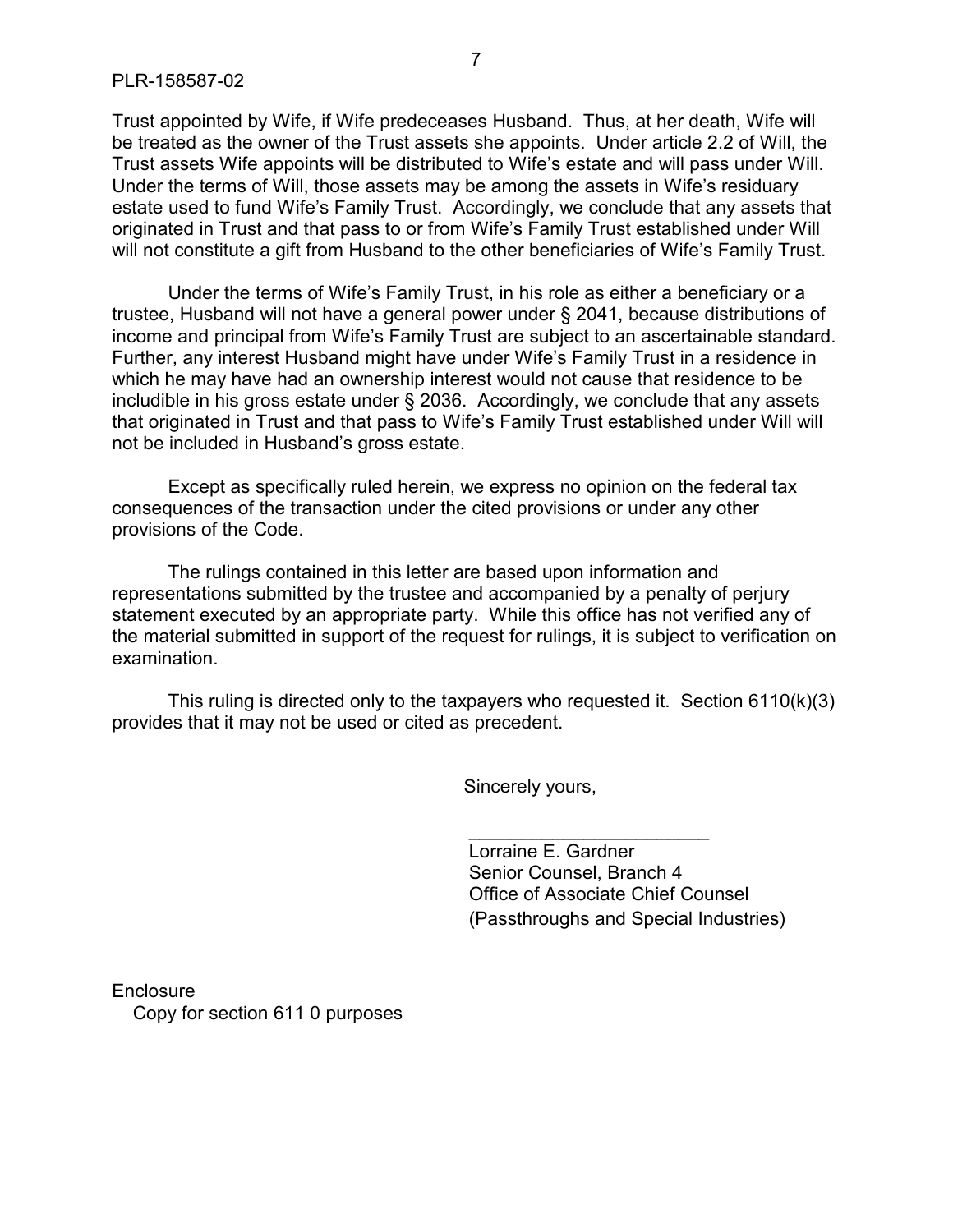Trust appointed by Wife, if Wife predeceases Husband. Thus, at her death, Wife will be treated as the owner of the Trust assets she appoints. Under article 2.2 of Will, the Trust assets Wife appoints will be distributed to Wife's estate and will pass under Will. Under the terms of Will, those assets may be among the assets in Wife's residuary estate used to fund Wife's Family Trust. Accordingly, we conclude that any assets that originated in Trust and that pass to or from Wife's Family Trust established under Will will not constitute a gift from Husband to the other beneficiaries of Wife's Family Trust.

Under the terms of Wife's Family Trust, in his role as either a beneficiary or a trustee, Husband will not have a general power under § 2041, because distributions of income and principal from Wife's Family Trust are subject to an ascertainable standard. Further, any interest Husband might have under Wife's Family Trust in a residence in which he may have had an ownership interest would not cause that residence to be includible in his gross estate under § 2036. Accordingly, we conclude that any assets that originated in Trust and that pass to Wife's Family Trust established under Will will not be included in Husband's gross estate.

Except as specifically ruled herein, we express no opinion on the federal tax consequences of the transaction under the cited provisions or under any other provisions of the Code.

The rulings contained in this letter are based upon information and representations submitted by the trustee and accompanied by a penalty of perjury statement executed by an appropriate party. While this office has not verified any of the material submitted in support of the request for rulings, it is subject to verification on examination.

This ruling is directed only to the taxpayers who requested it. Section 6110(k)(3) provides that it may not be used or cited as precedent.

Sincerely yours,

\_\_\_\_\_\_\_\_\_\_\_\_\_\_\_\_\_\_\_\_\_\_\_\_

Lorraine E. Gardner
Senior Counsel, Branch 4
Office of Associate Chief Counsel
(Passthroughs and Special Industries)

Enclosure
Copy for section 611 0 purposes